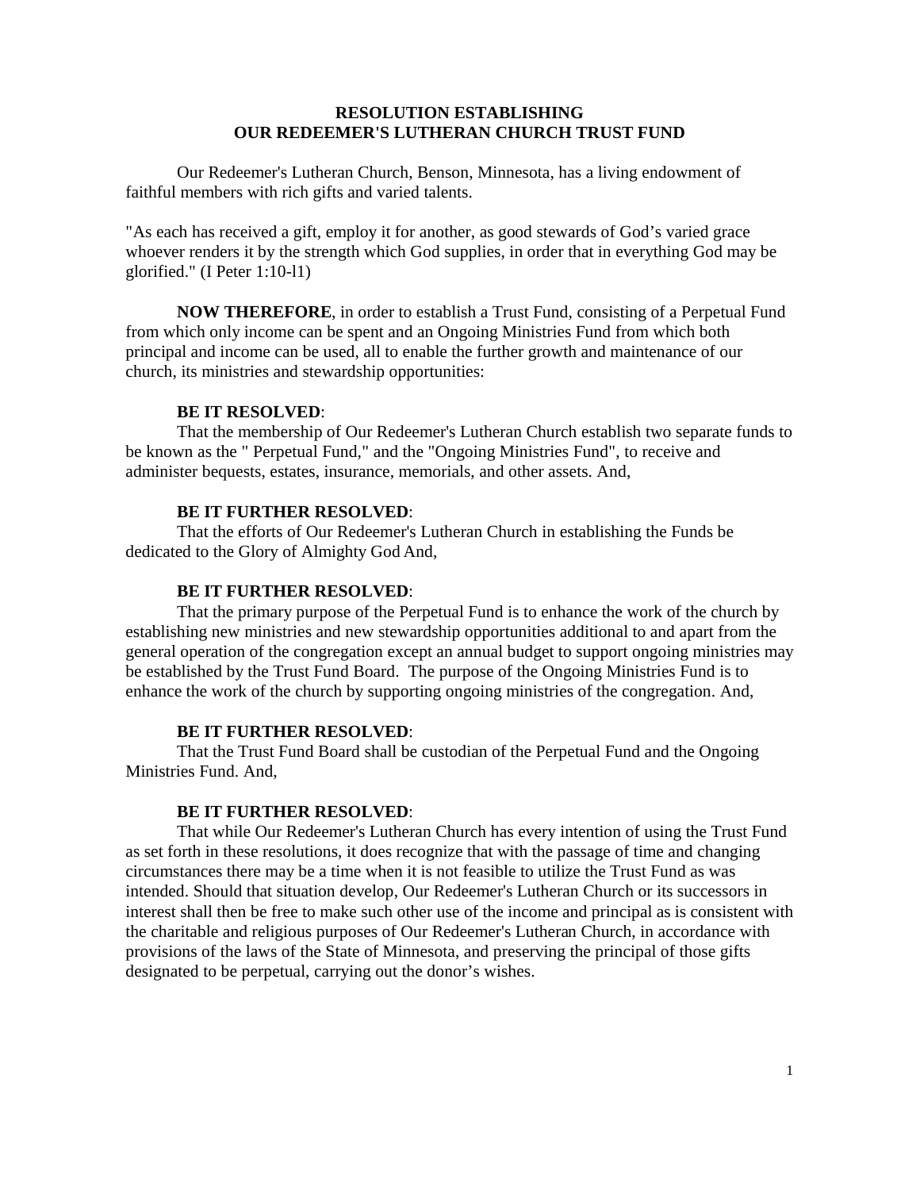# RESOLUTION ESTABLISHING
# OUR REDEEMER'S LUTHERAN CHURCH TRUST FUND

Our Redeemer's Lutheran Church, Benson, Minnesota, has a living endowment of faithful members with rich gifts and varied talents.

"As each has received a gift, employ it for another, as good stewards of God's varied grace whoever renders it by the strength which God supplies, in order that in everything God may be glorified." (I Peter 1:10-l1)

**NOW THEREFORE**, in order to establish a Trust Fund, consisting of a Perpetual Fund from which only income can be spent and an Ongoing Ministries Fund from which both principal and income can be used, all to enable the further growth and maintenance of our church, its ministries and stewardship opportunities:

**BE IT RESOLVED**:
That the membership of Our Redeemer's Lutheran Church establish two separate funds to be known as the " Perpetual Fund," and the "Ongoing Ministries Fund", to receive and administer bequests, estates, insurance, memorials, and other assets. And,

**BE IT FURTHER RESOLVED**:
That the efforts of Our Redeemer's Lutheran Church in establishing the Funds be dedicated to the Glory of Almighty God And,

**BE IT FURTHER RESOLVED**:
That the primary purpose of the Perpetual Fund is to enhance the work of the church by establishing new ministries and new stewardship opportunities additional to and apart from the general operation of the congregation except an annual budget to support ongoing ministries may be established by the Trust Fund Board. The purpose of the Ongoing Ministries Fund is to enhance the work of the church by supporting ongoing ministries of the congregation. And,

**BE IT FURTHER RESOLVED**:
That the Trust Fund Board shall be custodian of the Perpetual Fund and the Ongoing Ministries Fund. And,

**BE IT FURTHER RESOLVED**:
That while Our Redeemer's Lutheran Church has every intention of using the Trust Fund as set forth in these resolutions, it does recognize that with the passage of time and changing circumstances there may be a time when it is not feasible to utilize the Trust Fund as was intended. Should that situation develop, Our Redeemer's Lutheran Church or its successors in interest shall then be free to make such other use of the income and principal as is consistent with the charitable and religious purposes of Our Redeemer's Lutheran Church, in accordance with provisions of the laws of the State of Minnesota, and preserving the principal of those gifts designated to be perpetual, carrying out the donor's wishes.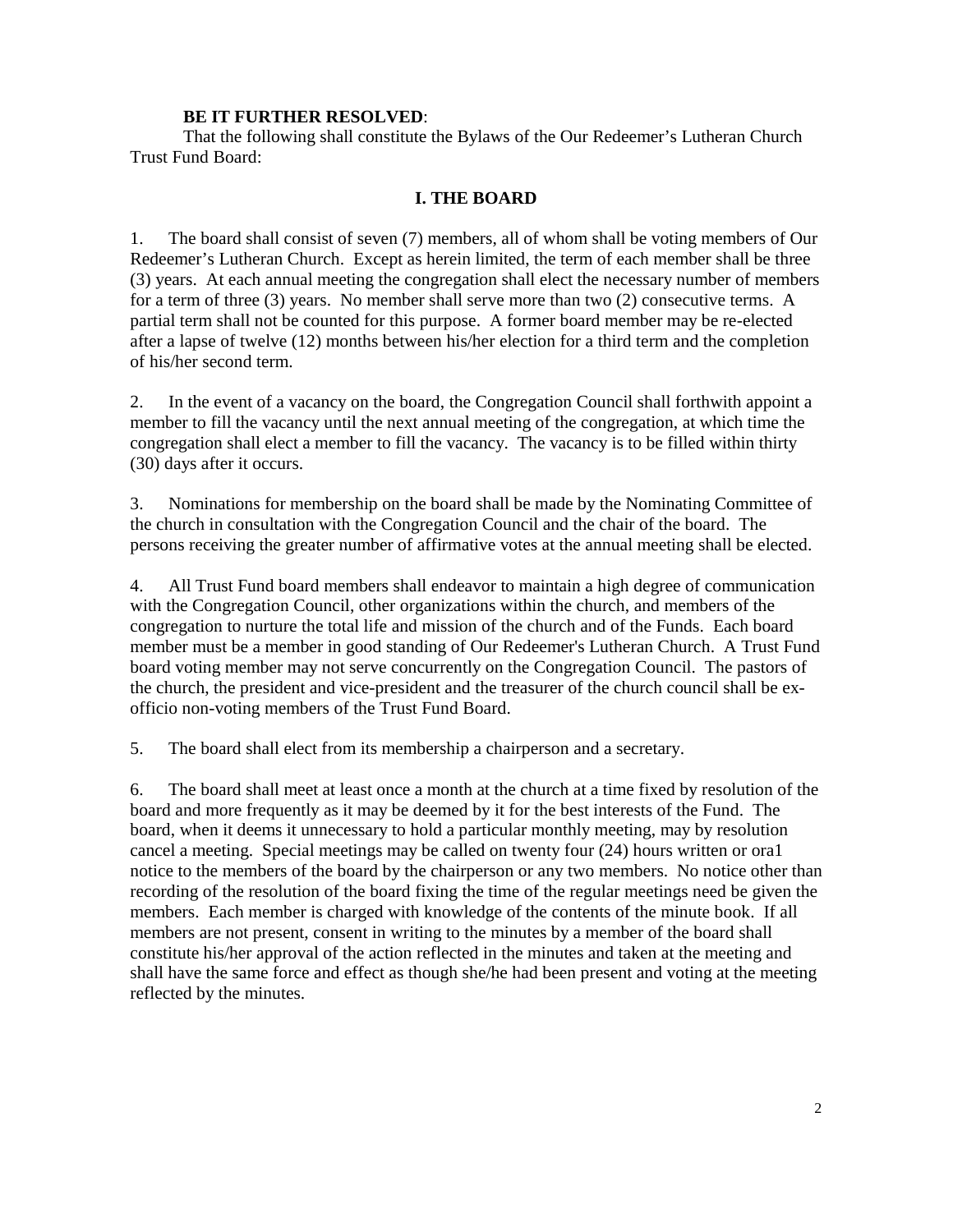**BE IT FURTHER RESOLVED**:

That the following shall constitute the Bylaws of the Our Redeemer's Lutheran Church Trust Fund Board:

## I. THE BOARD

1. The board shall consist of seven (7) members, all of whom shall be voting members of Our Redeemer's Lutheran Church. Except as herein limited, the term of each member shall be three (3) years. At each annual meeting the congregation shall elect the necessary number of members for a term of three (3) years. No member shall serve more than two (2) consecutive terms. A partial term shall not be counted for this purpose. A former board member may be re-elected after a lapse of twelve (12) months between his/her election for a third term and the completion of his/her second term.

2. In the event of a vacancy on the board, the Congregation Council shall forthwith appoint a member to fill the vacancy until the next annual meeting of the congregation, at which time the congregation shall elect a member to fill the vacancy. The vacancy is to be filled within thirty (30) days after it occurs.

3. Nominations for membership on the board shall be made by the Nominating Committee of the church in consultation with the Congregation Council and the chair of the board. The persons receiving the greater number of affirmative votes at the annual meeting shall be elected.

4. All Trust Fund board members shall endeavor to maintain a high degree of communication with the Congregation Council, other organizations within the church, and members of the congregation to nurture the total life and mission of the church and of the Funds. Each board member must be a member in good standing of Our Redeemer's Lutheran Church. A Trust Fund board voting member may not serve concurrently on the Congregation Council. The pastors of the church, the president and vice-president and the treasurer of the church council shall be ex-officio non-voting members of the Trust Fund Board.

5. The board shall elect from its membership a chairperson and a secretary.

6. The board shall meet at least once a month at the church at a time fixed by resolution of the board and more frequently as it may be deemed by it for the best interests of the Fund. The board, when it deems it unnecessary to hold a particular monthly meeting, may by resolution cancel a meeting. Special meetings may be called on twenty four (24) hours written or ora1 notice to the members of the board by the chairperson or any two members. No notice other than recording of the resolution of the board fixing the time of the regular meetings need be given the members. Each member is charged with knowledge of the contents of the minute book. If all members are not present, consent in writing to the minutes by a member of the board shall constitute his/her approval of the action reflected in the minutes and taken at the meeting and shall have the same force and effect as though she/he had been present and voting at the meeting reflected by the minutes.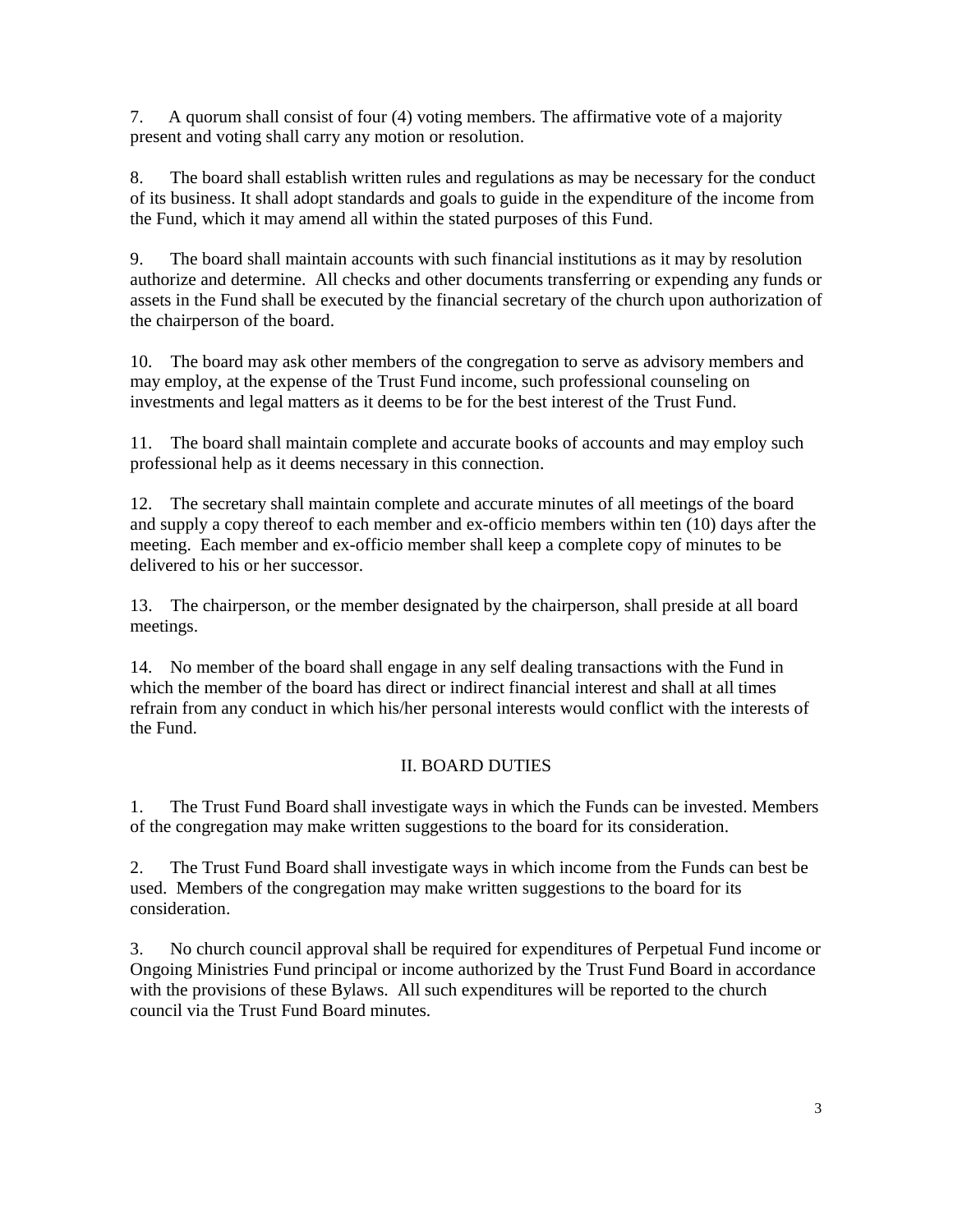7. A quorum shall consist of four (4) voting members. The affirmative vote of a majority present and voting shall carry any motion or resolution.

8. The board shall establish written rules and regulations as may be necessary for the conduct of its business. It shall adopt standards and goals to guide in the expenditure of the income from the Fund, which it may amend all within the stated purposes of this Fund.

9. The board shall maintain accounts with such financial institutions as it may by resolution authorize and determine. All checks and other documents transferring or expending any funds or assets in the Fund shall be executed by the financial secretary of the church upon authorization of the chairperson of the board.

10. The board may ask other members of the congregation to serve as advisory members and may employ, at the expense of the Trust Fund income, such professional counseling on investments and legal matters as it deems to be for the best interest of the Trust Fund.

11. The board shall maintain complete and accurate books of accounts and may employ such professional help as it deems necessary in this connection.

12. The secretary shall maintain complete and accurate minutes of all meetings of the board and supply a copy thereof to each member and ex-officio members within ten (10) days after the meeting. Each member and ex-officio member shall keep a complete copy of minutes to be delivered to his or her successor.

13. The chairperson, or the member designated by the chairperson, shall preside at all board meetings.

14. No member of the board shall engage in any self dealing transactions with the Fund in which the member of the board has direct or indirect financial interest and shall at all times refrain from any conduct in which his/her personal interests would conflict with the interests of the Fund.

## II. BOARD DUTIES

1. The Trust Fund Board shall investigate ways in which the Funds can be invested. Members of the congregation may make written suggestions to the board for its consideration.

2. The Trust Fund Board shall investigate ways in which income from the Funds can best be used. Members of the congregation may make written suggestions to the board for its consideration.

3. No church council approval shall be required for expenditures of Perpetual Fund income or Ongoing Ministries Fund principal or income authorized by the Trust Fund Board in accordance with the provisions of these Bylaws. All such expenditures will be reported to the church council via the Trust Fund Board minutes.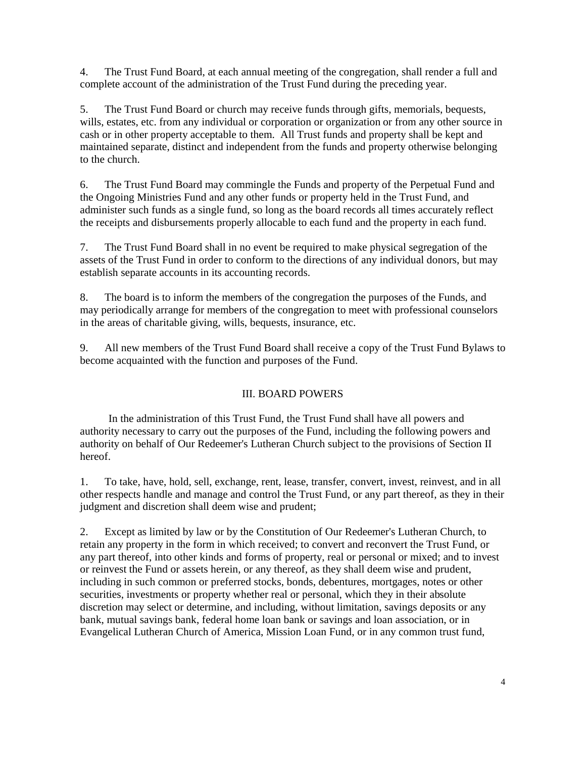4. The Trust Fund Board, at each annual meeting of the congregation, shall render a full and complete account of the administration of the Trust Fund during the preceding year.

5. The Trust Fund Board or church may receive funds through gifts, memorials, bequests, wills, estates, etc. from any individual or corporation or organization or from any other source in cash or in other property acceptable to them. All Trust funds and property shall be kept and maintained separate, distinct and independent from the funds and property otherwise belonging to the church.

6. The Trust Fund Board may commingle the Funds and property of the Perpetual Fund and the Ongoing Ministries Fund and any other funds or property held in the Trust Fund, and administer such funds as a single fund, so long as the board records all times accurately reflect the receipts and disbursements properly allocable to each fund and the property in each fund.

7. The Trust Fund Board shall in no event be required to make physical segregation of the assets of the Trust Fund in order to conform to the directions of any individual donors, but may establish separate accounts in its accounting records.

8. The board is to inform the members of the congregation the purposes of the Funds, and may periodically arrange for members of the congregation to meet with professional counselors in the areas of charitable giving, wills, bequests, insurance, etc.

9. All new members of the Trust Fund Board shall receive a copy of the Trust Fund Bylaws to become acquainted with the function and purposes of the Fund.

## III. BOARD POWERS

In the administration of this Trust Fund, the Trust Fund shall have all powers and authority necessary to carry out the purposes of the Fund, including the following powers and authority on behalf of Our Redeemer's Lutheran Church subject to the provisions of Section II hereof.

1. To take, have, hold, sell, exchange, rent, lease, transfer, convert, invest, reinvest, and in all other respects handle and manage and control the Trust Fund, or any part thereof, as they in their judgment and discretion shall deem wise and prudent;

2. Except as limited by law or by the Constitution of Our Redeemer's Lutheran Church, to retain any property in the form in which received; to convert and reconvert the Trust Fund, or any part thereof, into other kinds and forms of property, real or personal or mixed; and to invest or reinvest the Fund or assets herein, or any thereof, as they shall deem wise and prudent, including in such common or preferred stocks, bonds, debentures, mortgages, notes or other securities, investments or property whether real or personal, which they in their absolute discretion may select or determine, and including, without limitation, savings deposits or any bank, mutual savings bank, federal home loan bank or savings and loan association, or in Evangelical Lutheran Church of America, Mission Loan Fund, or in any common trust fund,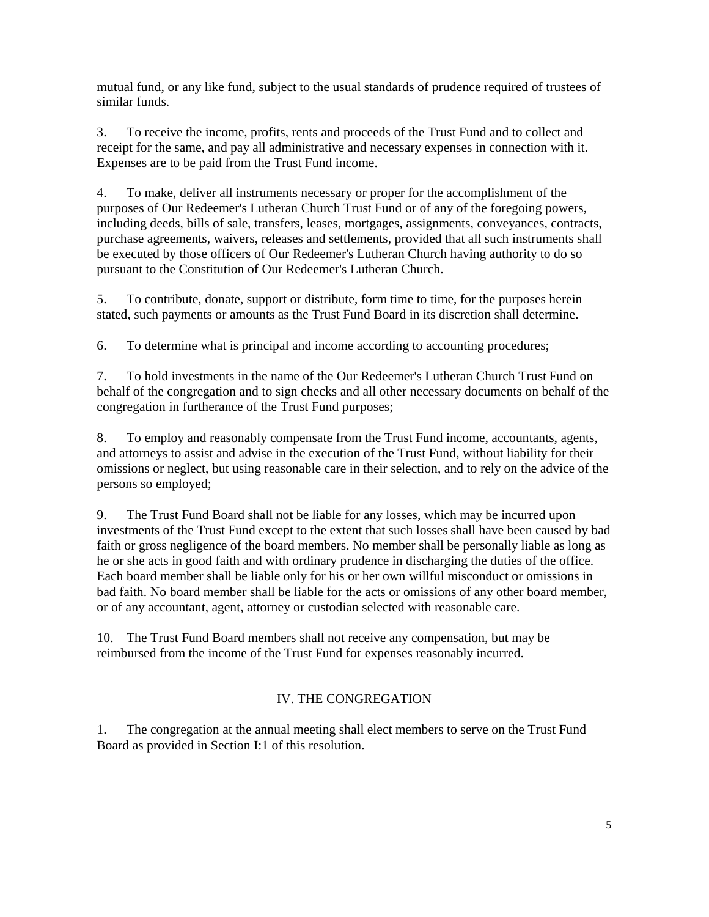mutual fund, or any like fund, subject to the usual standards of prudence required of trustees of similar funds.

3. To receive the income, profits, rents and proceeds of the Trust Fund and to collect and receipt for the same, and pay all administrative and necessary expenses in connection with it. Expenses are to be paid from the Trust Fund income.

4. To make, deliver all instruments necessary or proper for the accomplishment of the purposes of Our Redeemer's Lutheran Church Trust Fund or of any of the foregoing powers, including deeds, bills of sale, transfers, leases, mortgages, assignments, conveyances, contracts, purchase agreements, waivers, releases and settlements, provided that all such instruments shall be executed by those officers of Our Redeemer's Lutheran Church having authority to do so pursuant to the Constitution of Our Redeemer's Lutheran Church.

5. To contribute, donate, support or distribute, form time to time, for the purposes herein stated, such payments or amounts as the Trust Fund Board in its discretion shall determine.

6. To determine what is principal and income according to accounting procedures;

7. To hold investments in the name of the Our Redeemer's Lutheran Church Trust Fund on behalf of the congregation and to sign checks and all other necessary documents on behalf of the congregation in furtherance of the Trust Fund purposes;

8. To employ and reasonably compensate from the Trust Fund income, accountants, agents, and attorneys to assist and advise in the execution of the Trust Fund, without liability for their omissions or neglect, but using reasonable care in their selection, and to rely on the advice of the persons so employed;

9. The Trust Fund Board shall not be liable for any losses, which may be incurred upon investments of the Trust Fund except to the extent that such losses shall have been caused by bad faith or gross negligence of the board members. No member shall be personally liable as long as he or she acts in good faith and with ordinary prudence in discharging the duties of the office. Each board member shall be liable only for his or her own willful misconduct or omissions in bad faith. No board member shall be liable for the acts or omissions of any other board member, or of any accountant, agent, attorney or custodian selected with reasonable care.

10. The Trust Fund Board members shall not receive any compensation, but may be reimbursed from the income of the Trust Fund for expenses reasonably incurred.

## IV. THE CONGREGATION

1. The congregation at the annual meeting shall elect members to serve on the Trust Fund Board as provided in Section I:1 of this resolution.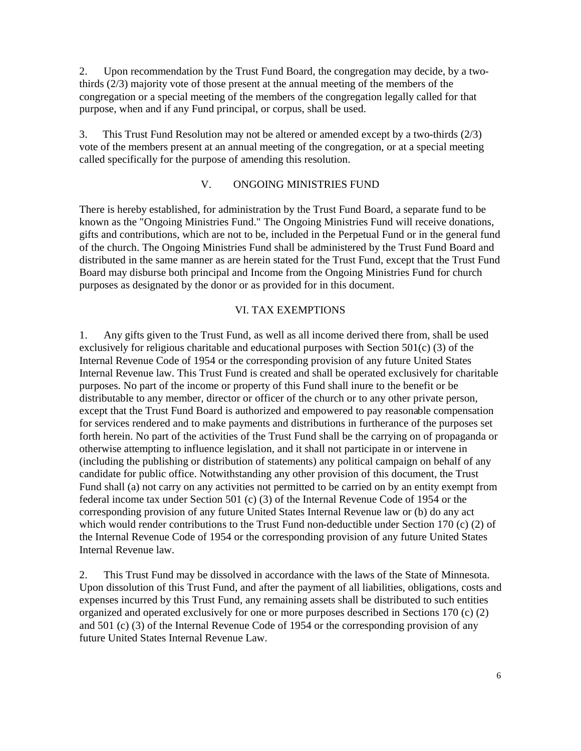2. Upon recommendation by the Trust Fund Board, the congregation may decide, by a two-thirds (2/3) majority vote of those present at the annual meeting of the members of the congregation or a special meeting of the members of the congregation legally called for that purpose, when and if any Fund principal, or corpus, shall be used.

3. This Trust Fund Resolution may not be altered or amended except by a two-thirds (2/3) vote of the members present at an annual meeting of the congregation, or at a special meeting called specifically for the purpose of amending this resolution.

## V. ONGOING MINISTRIES FUND

There is hereby established, for administration by the Trust Fund Board, a separate fund to be known as the "Ongoing Ministries Fund." The Ongoing Ministries Fund will receive donations, gifts and contributions, which are not to be, included in the Perpetual Fund or in the general fund of the church. The Ongoing Ministries Fund shall be administered by the Trust Fund Board and distributed in the same manner as are herein stated for the Trust Fund, except that the Trust Fund Board may disburse both principal and Income from the Ongoing Ministries Fund for church purposes as designated by the donor or as provided for in this document.

## VI. TAX EXEMPTIONS

1. Any gifts given to the Trust Fund, as well as all income derived there from, shall be used exclusively for religious charitable and educational purposes with Section 501(c) (3) of the Internal Revenue Code of 1954 or the corresponding provision of any future United States Internal Revenue law. This Trust Fund is created and shall be operated exclusively for charitable purposes. No part of the income or property of this Fund shall inure to the benefit or be distributable to any member, director or officer of the church or to any other private person, except that the Trust Fund Board is authorized and empowered to pay reasonable compensation for services rendered and to make payments and distributions in furtherance of the purposes set forth herein. No part of the activities of the Trust Fund shall be the carrying on of propaganda or otherwise attempting to influence legislation, and it shall not participate in or intervene in (including the publishing or distribution of statements) any political campaign on behalf of any candidate for public office. Notwithstanding any other provision of this document, the Trust Fund shall (a) not carry on any activities not permitted to be carried on by an entity exempt from federal income tax under Section 501 (c) (3) of the Internal Revenue Code of 1954 or the corresponding provision of any future United States Internal Revenue law or (b) do any act which would render contributions to the Trust Fund non-deductible under Section 170 (c) (2) of the Internal Revenue Code of 1954 or the corresponding provision of any future United States Internal Revenue law.

2. This Trust Fund may be dissolved in accordance with the laws of the State of Minnesota. Upon dissolution of this Trust Fund, and after the payment of all liabilities, obligations, costs and expenses incurred by this Trust Fund, any remaining assets shall be distributed to such entities organized and operated exclusively for one or more purposes described in Sections 170 (c) (2) and 501 (c) (3) of the Internal Revenue Code of 1954 or the corresponding provision of any future United States Internal Revenue Law.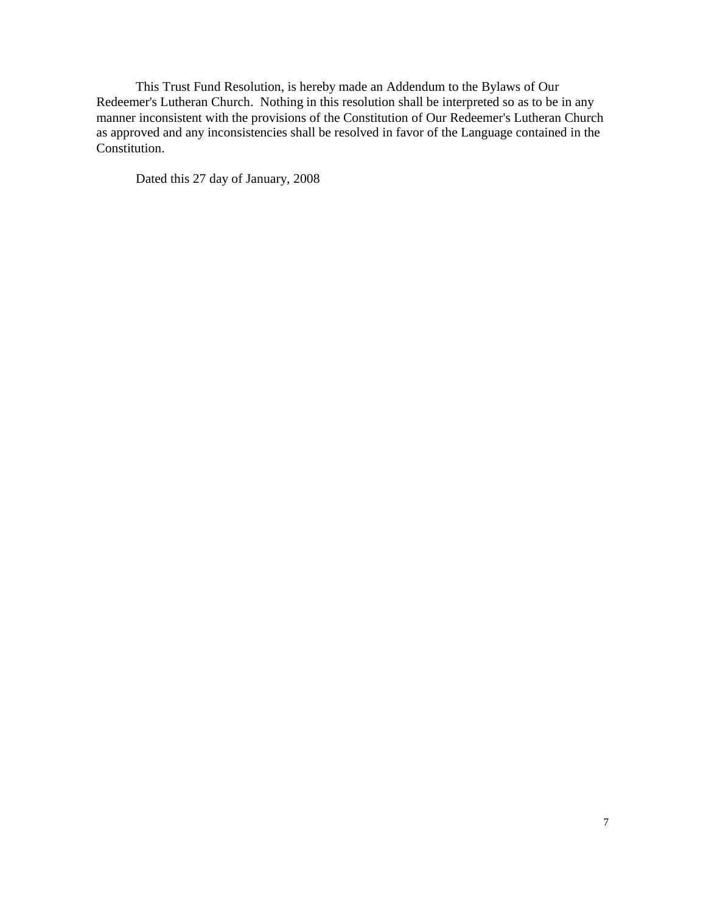This Trust Fund Resolution, is hereby made an Addendum to the Bylaws of Our Redeemer's Lutheran Church. Nothing in this resolution shall be interpreted so as to be in any manner inconsistent with the provisions of the Constitution of Our Redeemer's Lutheran Church as approved and any inconsistencies shall be resolved in favor of the Language contained in the Constitution.

Dated this 27 day of January, 2008